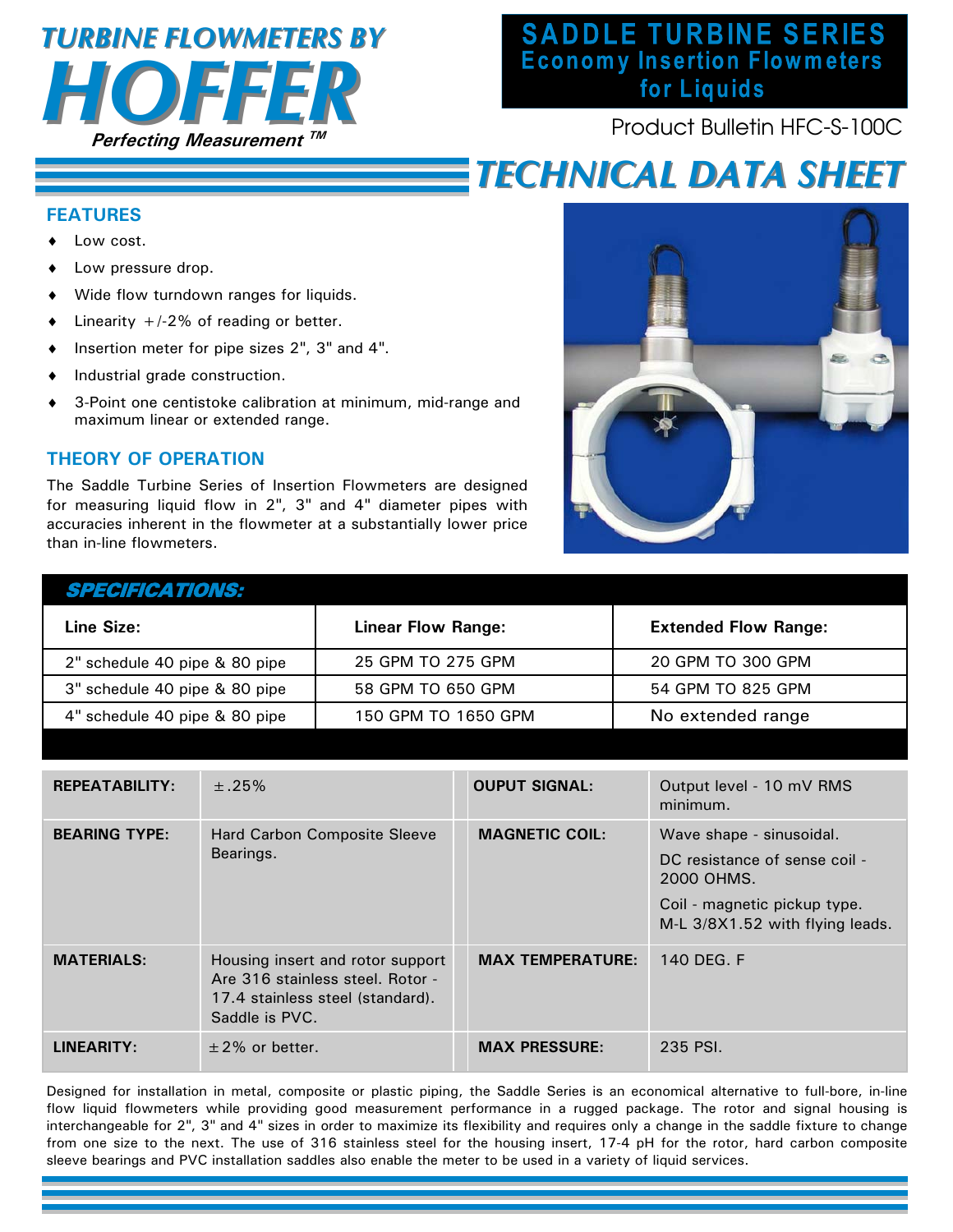# TURBINE FLOWMETERS BY HOFFER

*Perfecting Measurement ™*

## SADDLE TURBINE SERIES
## Economy Insertion Flowmeters for Liquids

Product Bulletin HFC-S-100C

# TECHNICAL DATA SHEET

## FEATURES

- Low cost.
- Low pressure drop.
- Wide flow turndown ranges for liquids.
- Linearity +/-2% of reading or better.
- Insertion meter for pipe sizes 2", 3" and 4".
- Industrial grade construction.
- 3-Point one centistoke calibration at minimum, mid-range and maximum linear or extended range.

## THEORY OF OPERATION

The Saddle Turbine Series of Insertion Flowmeters are designed for measuring liquid flow in 2", 3" and 4" diameter pipes with accuracies inherent in the flowmeter at a substantially lower price than in-line flowmeters.

## SPECIFICATIONS:

| Line Size: | Linear Flow Range: | Extended Flow Range: |
|---|---|---|
| 2" schedule 40 pipe & 80 pipe | 25 GPM TO 275 GPM | 20 GPM TO 300 GPM |
| 3" schedule 40 pipe & 80 pipe | 58 GPM TO 650 GPM | 54 GPM TO 825 GPM |
| 4" schedule 40 pipe & 80 pipe | 150 GPM TO 1650 GPM | No extended range |

| | | | |
|---|---|---|---|
| **REPEATABILITY:** | ±.25% | **OUPUT SIGNAL:** | Output level - 10 mV RMS minimum. |
| **BEARING TYPE:** | Hard Carbon Composite Sleeve Bearings. | **MAGNETIC COIL:** | Wave shape - sinusoidal. DC resistance of sense coil - 2000 OHMS. Coil - magnetic pickup type. M-L 3/8X1.52 with flying leads. |
| **MATERIALS:** | Housing insert and rotor support Are 316 stainless steel. Rotor - 17.4 stainless steel (standard). Saddle is PVC. | **MAX TEMPERATURE:** | 140 DEG. F |
| **LINEARITY:** | ±2% or better. | **MAX PRESSURE:** | 235 PSI. |

Designed for installation in metal, composite or plastic piping, the Saddle Series is an economical alternative to full-bore, in-line flow liquid flowmeters while providing good measurement performance in a rugged package. The rotor and signal housing is interchangeable for 2", 3" and 4" sizes in order to maximize its flexibility and requires only a change in the saddle fixture to change from one size to the next. The use of 316 stainless steel for the housing insert, 17-4 pH for the rotor, hard carbon composite sleeve bearings and PVC installation saddles also enable the meter to be used in a variety of liquid services.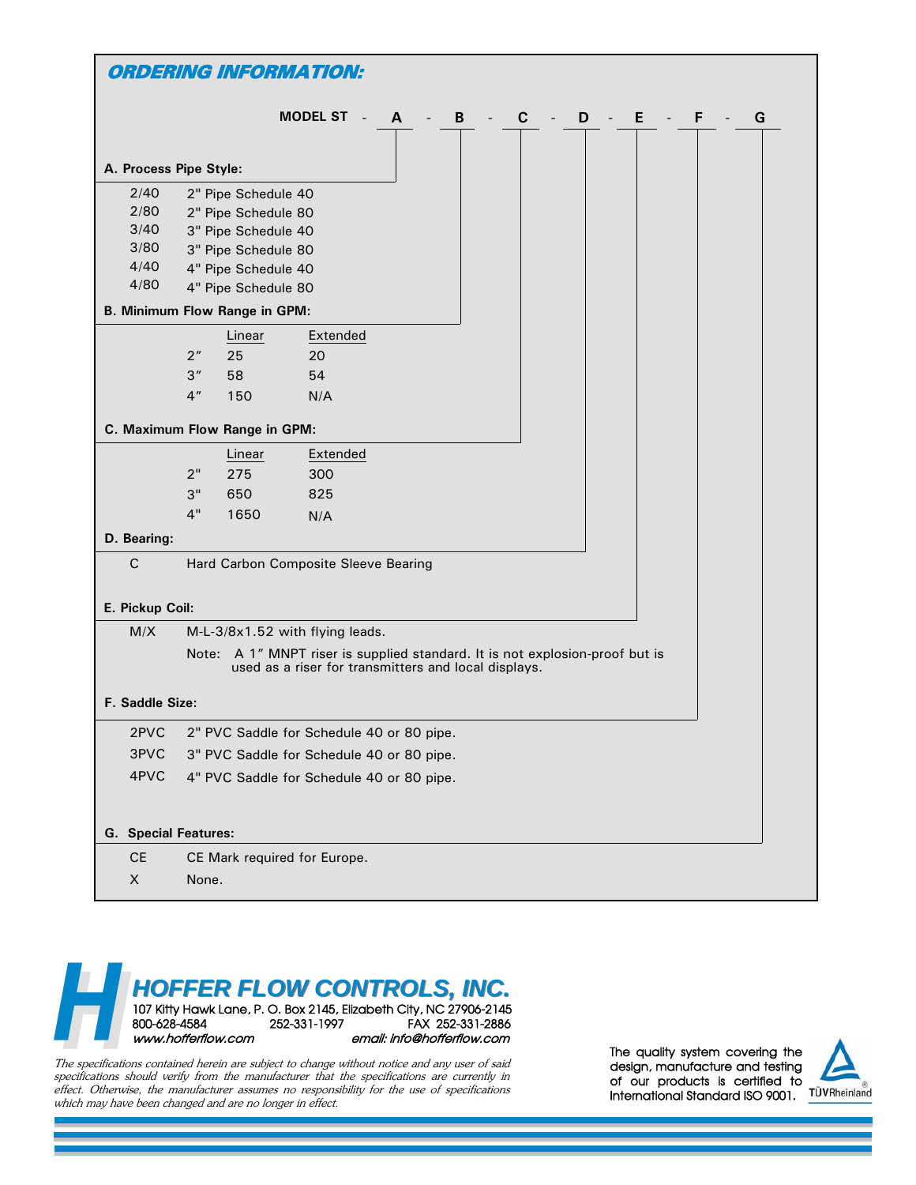## ORDERING INFORMATION:

**MODEL ST - A - B - C - D - E - F - G**

**A. Process Pipe Style:**

| | |
|---|---|
| 2/40 | 2" Pipe Schedule 40 |
| 2/80 | 2" Pipe Schedule 80 |
| 3/40 | 3" Pipe Schedule 40 |
| 3/80 | 3" Pipe Schedule 80 |
| 4/40 | 4" Pipe Schedule 40 |
| 4/80 | 4" Pipe Schedule 80 |

**B. Minimum Flow Range in GPM:**

| | Linear | Extended |
|---|---|---|
| 2″ | 25 | 20 |
| 3″ | 58 | 54 |
| 4″ | 150 | N/A |

**C. Maximum Flow Range in GPM:**

| | Linear | Extended |
|---|---|---|
| 2" | 275 | 300 |
| 3" | 650 | 825 |
| 4" | 1650 | N/A |

**D. Bearing:**

C — Hard Carbon Composite Sleeve Bearing

**E. Pickup Coil:**

M/X — M-L-3/8x1.52 with flying leads.

Note: A 1″ MNPT riser is supplied standard. It is not explosion-proof but is used as a riser for transmitters and local displays.

**F. Saddle Size:**

| | |
|---|---|
| 2PVC | 2" PVC Saddle for Schedule 40 or 80 pipe. |
| 3PVC | 3" PVC Saddle for Schedule 40 or 80 pipe. |
| 4PVC | 4" PVC Saddle for Schedule 40 or 80 pipe. |

**G. Special Features:**

| | |
|---|---|
| CE | CE Mark required for Europe. |
| X | None. |

**HOFFER FLOW CONTROLS, INC.**
107 Kitty Hawk Lane, P. O. Box 2145, Elizabeth City, NC 27906-2145
800-628-4584 252-331-1997 FAX 252-331-2886
*www.hofferflow.com* *email: info@hofferflow.com*

*The specifications contained herein are subject to change without notice and any user of said specifications should verify from the manufacturer that the specifications are currently in effect. Otherwise, the manufacturer assumes no responsibility for the use of specifications which may have been changed and are no longer in effect.*

The quality system covering the design, manufacture and testing of our products is certified to International Standard ISO 9001.

TÜVRheinland